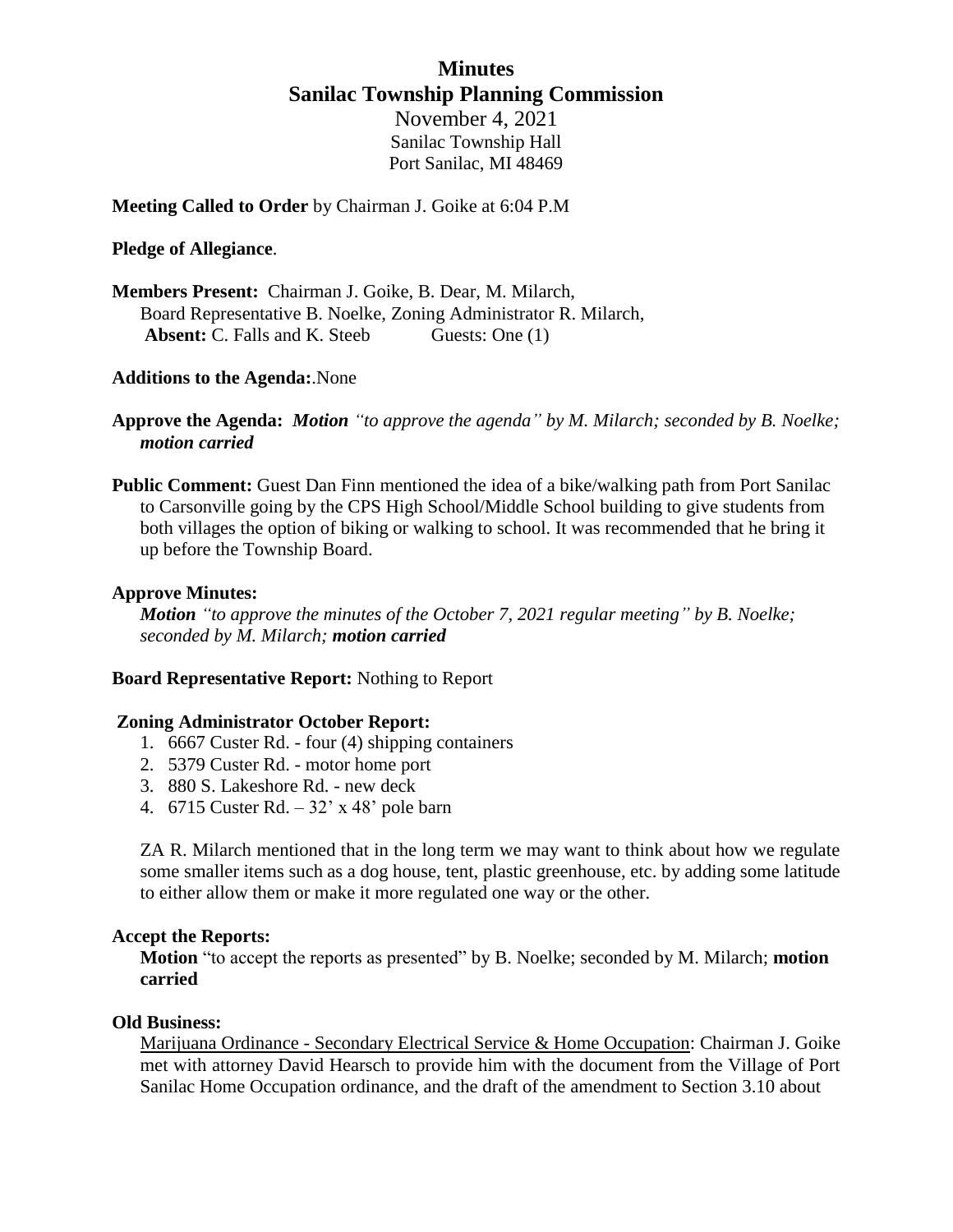# Minutes
## Sanilac Township Planning Commission

November 4, 2021
Sanilac Township Hall
Port Sanilac, MI 48469

**Meeting Called to Order** by Chairman J. Goike at 6:04 P.M

**Pledge of Allegiance**.

**Members Present:** Chairman J. Goike, B. Dear, M. Milarch, Board Representative B. Noelke, Zoning Administrator R. Milarch,
**Absent:** C. Falls and K. Steeb Guests: One (1)

**Additions to the Agenda:**.None

**Approve the Agenda:** ***Motion*** *"to approve the agenda" by M. Milarch; seconded by B. Noelke;* ***motion carried***

**Public Comment:** Guest Dan Finn mentioned the idea of a bike/walking path from Port Sanilac to Carsonville going by the CPS High School/Middle School building to give students from both villages the option of biking or walking to school. It was recommended that he bring it up before the Township Board.

**Approve Minutes:**
***Motion*** *"to approve the minutes of the October 7, 2021 regular meeting" by B. Noelke; seconded by M. Milarch;* ***motion carried***

**Board Representative Report:** Nothing to Report

**Zoning Administrator October Report:**

1. 6667 Custer Rd. - four (4) shipping containers
2. 5379 Custer Rd. - motor home port
3. 880 S. Lakeshore Rd. - new deck
4. 6715 Custer Rd. – 32' x 48' pole barn

ZA R. Milarch mentioned that in the long term we may want to think about how we regulate some smaller items such as a dog house, tent, plastic greenhouse, etc. by adding some latitude to either allow them or make it more regulated one way or the other.

**Accept the Reports:**
**Motion** "to accept the reports as presented" by B. Noelke; seconded by M. Milarch; **motion carried**

**Old Business:**
Marijuana Ordinance - Secondary Electrical Service & Home Occupation: Chairman J. Goike met with attorney David Hearsch to provide him with the document from the Village of Port Sanilac Home Occupation ordinance, and the draft of the amendment to Section 3.10 about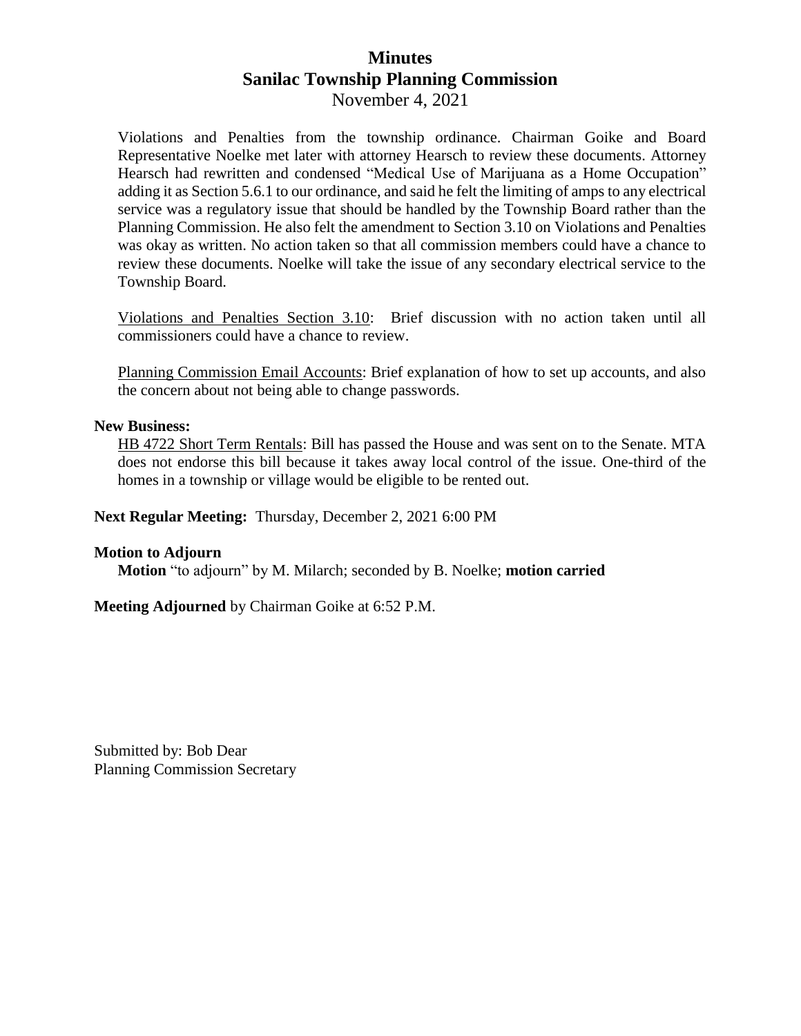# Minutes
## Sanilac Township Planning Commission
November 4, 2021

Violations and Penalties from the township ordinance. Chairman Goike and Board Representative Noelke met later with attorney Hearsch to review these documents. Attorney Hearsch had rewritten and condensed "Medical Use of Marijuana as a Home Occupation" adding it as Section 5.6.1 to our ordinance, and said he felt the limiting of amps to any electrical service was a regulatory issue that should be handled by the Township Board rather than the Planning Commission. He also felt the amendment to Section 3.10 on Violations and Penalties was okay as written. No action taken so that all commission members could have a chance to review these documents. Noelke will take the issue of any secondary electrical service to the Township Board.

Violations and Penalties Section 3.10: Brief discussion with no action taken until all commissioners could have a chance to review.

Planning Commission Email Accounts: Brief explanation of how to set up accounts, and also the concern about not being able to change passwords.

**New Business:**

HB 4722 Short Term Rentals: Bill has passed the House and was sent on to the Senate. MTA does not endorse this bill because it takes away local control of the issue. One-third of the homes in a township or village would be eligible to be rented out.

**Next Regular Meeting:** Thursday, December 2, 2021 6:00 PM

**Motion to Adjourn**

**Motion** "to adjourn" by M. Milarch; seconded by B. Noelke; **motion carried**

**Meeting Adjourned** by Chairman Goike at 6:52 P.M.

Submitted by: Bob Dear
Planning Commission Secretary